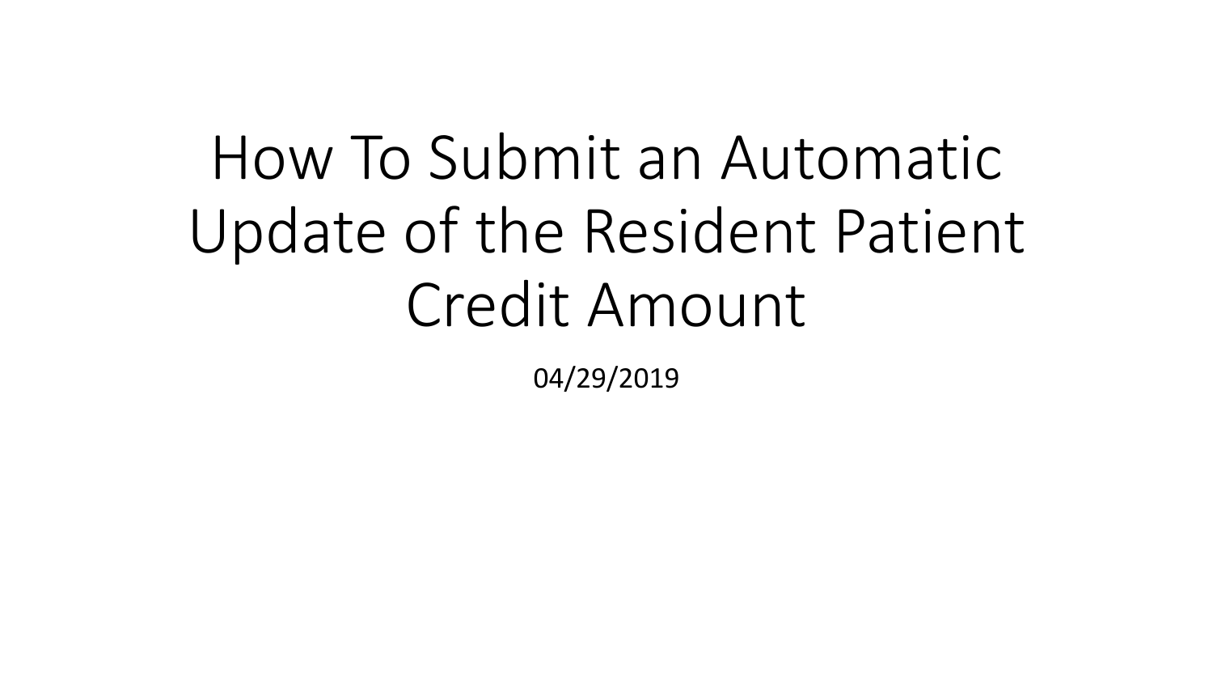# How To Submit an Automatic Update of the Resident Patient Credit Amount

04/29/2019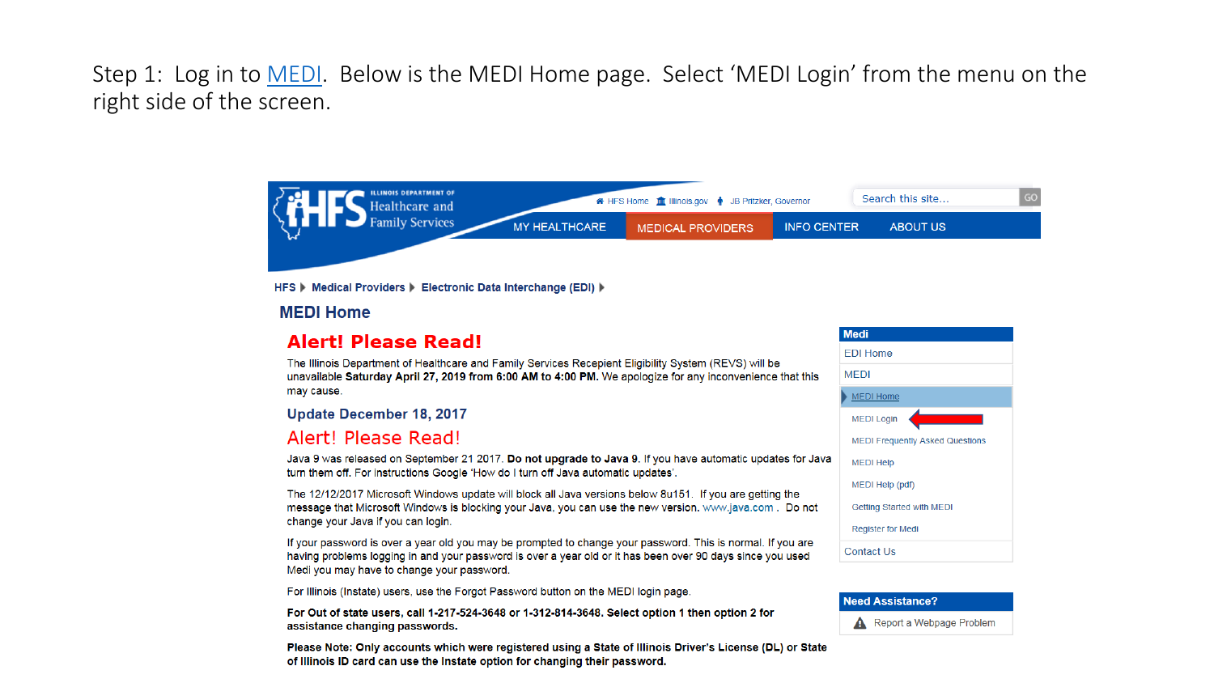Step 1: Log in to MEDI. Below is the MEDI Home page. Select 'MEDI Login' from the menu on the right side of the screen.

ILLINOIS DEPARTMENT OF HFS Healthcare and Family Services

HFS Home | Illinois.gov | JB Pritzker, Governor

Search this site... GO

MY HEALTHCARE | MEDICAL PROVIDERS | INFO CENTER | ABOUT US

HFS ▸ Medical Providers ▸ Electronic Data Interchange (EDI) ▸

## MEDI Home

### Alert! Please Read!

The Illinois Department of Healthcare and Family Services Recepient Eligibility System (REVS) will be unavailable **Saturday April 27, 2019 from 6:00 AM to 4:00 PM.** We apologize for any inconvenience that this may cause.

### Update December 18, 2017

### Alert! Please Read!

Java 9 was released on September 21 2017. **Do not upgrade to Java 9.** If you have automatic updates for Java turn them off. For instructions Google 'How do I turn off Java automatic updates'.

The 12/12/2017 Microsoft Windows update will block all Java versions below 8u151. If you are getting the message that Microsoft Windows is blocking your Java, you can use the new version. www.java.com . Do not change your Java if you can login.

If your password is over a year old you may be prompted to change your password. This is normal. If you are having problems logging in and your password is over a year old or it has been over 90 days since you used Medi you may have to change your password.

For Illinois (Instate) users, use the Forgot Password button on the MEDI login page.

**For Out of state users, call 1-217-524-3648 or 1-312-814-3648. Select option 1 then option 2 for assistance changing passwords.**

**Please Note: Only accounts which were registered using a State of Illinois Driver's License (DL) or State of Illinois ID card can use the Instate option for changing their password.**

**Medi**

- EDI Home
- MEDI
  - MEDI Home
  - MEDI Login
  - MEDI Frequently Asked Questions
  - MEDI Help
  - MEDI Help (pdf)
  - Getting Started with MEDI
  - Register for Medi
- Contact Us

**Need Assistance?**

Report a Webpage Problem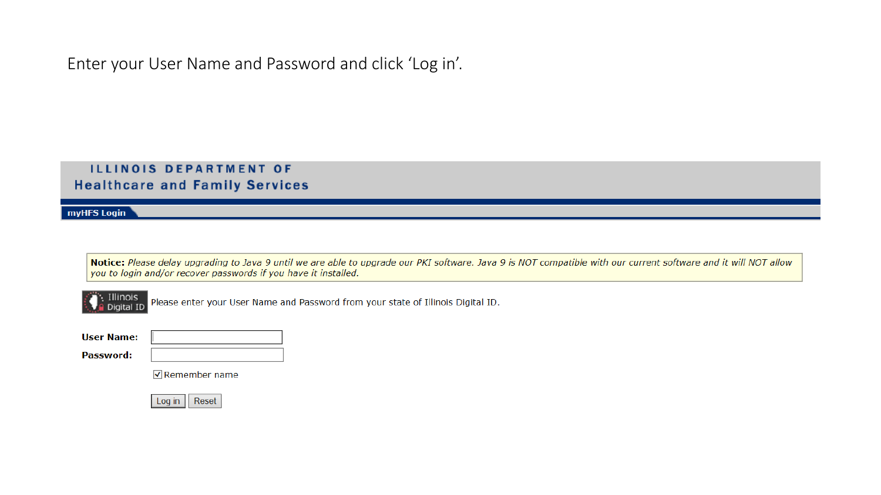Enter your User Name and Password and click 'Log in'.

ILLINOIS DEPARTMENT OF
Healthcare and Family Services

myHFS Login

**Notice:** *Please delay upgrading to Java 9 until we are able to upgrade our PKI software. Java 9 is NOT compatible with our current software and it will NOT allow you to login and/or recover passwords if you have it installed.*

Illinois Digital ID

Please enter your User Name and Password from your state of Illinois Digital ID.

**User Name:**

**Password:**

☑ Remember name

Log in | Reset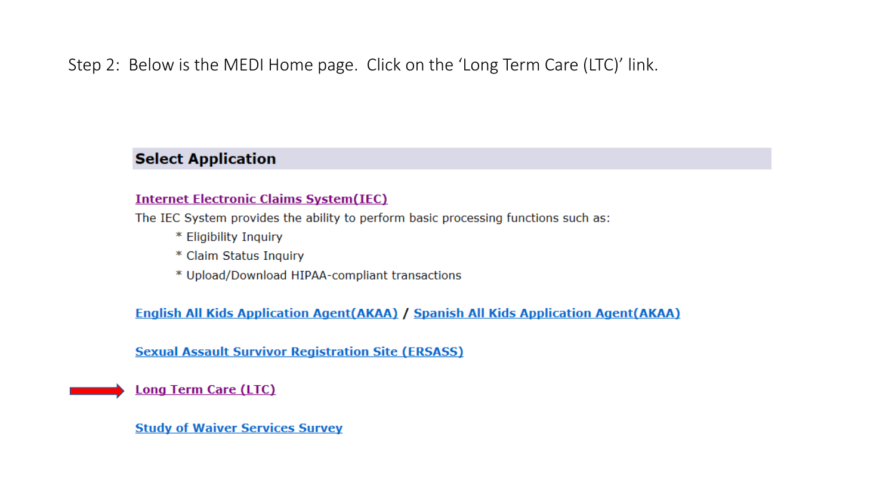Step 2: Below is the MEDI Home page. Click on the 'Long Term Care (LTC)' link.

## Select Application

**Internet Electronic Claims System(IEC)**

The IEC System provides the ability to perform basic processing functions such as:

- Eligibility Inquiry
- Claim Status Inquiry
- Upload/Download HIPAA-compliant transactions

**English All Kids Application Agent(AKAA)** / **Spanish All Kids Application Agent(AKAA)**

**Sexual Assault Survivor Registration Site (ERSASS)**

**Long Term Care (LTC)**

**Study of Waiver Services Survey**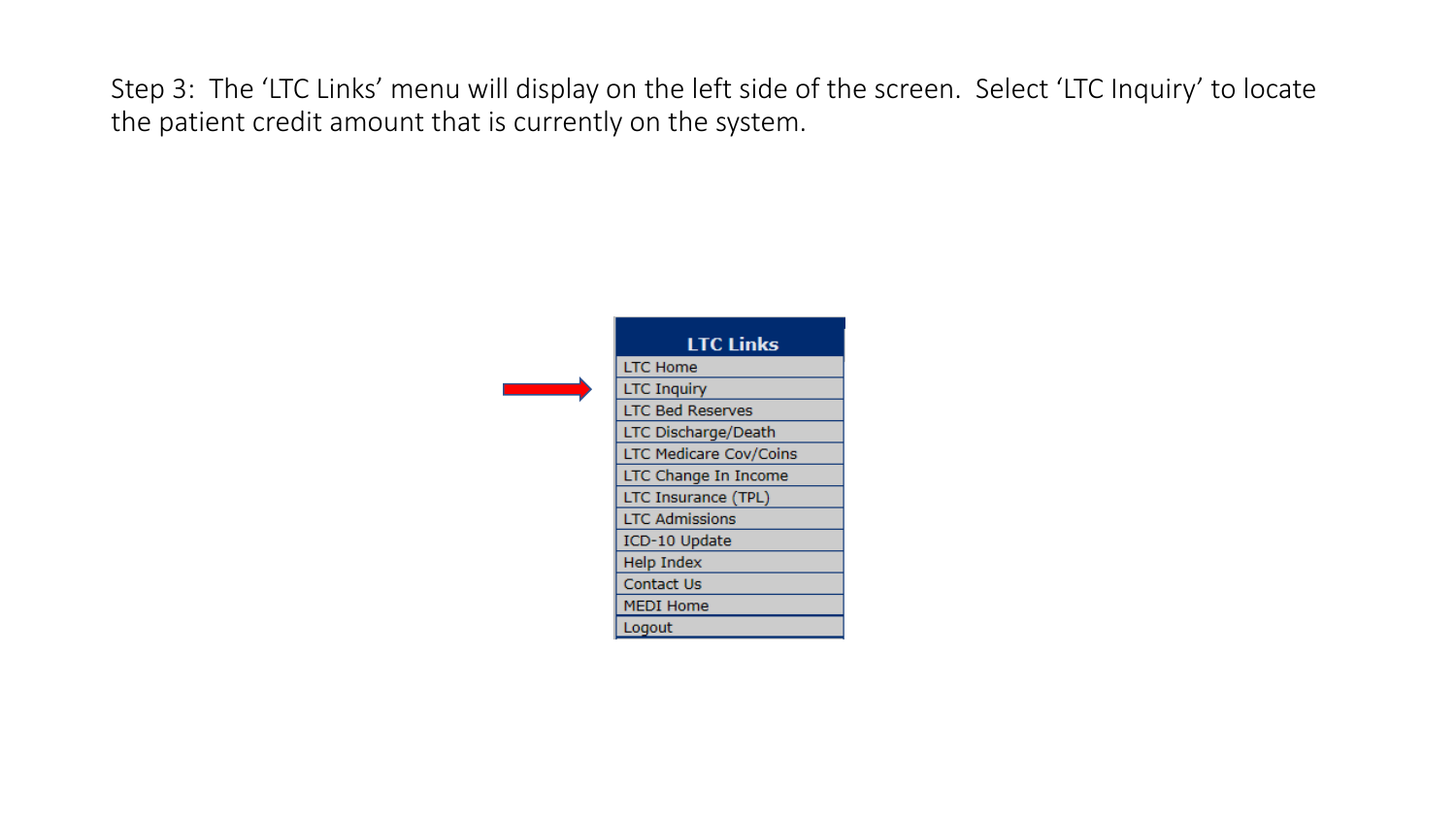Step 3: The 'LTC Links' menu will display on the left side of the screen. Select 'LTC Inquiry' to locate the patient credit amount that is currently on the system.

**LTC Links**

- LTC Home
- LTC Inquiry
- LTC Bed Reserves
- LTC Discharge/Death
- LTC Medicare Cov/Coins
- LTC Change In Income
- LTC Insurance (TPL)
- LTC Admissions
- ICD-10 Update
- Help Index
- Contact Us
- MEDI Home
- Logout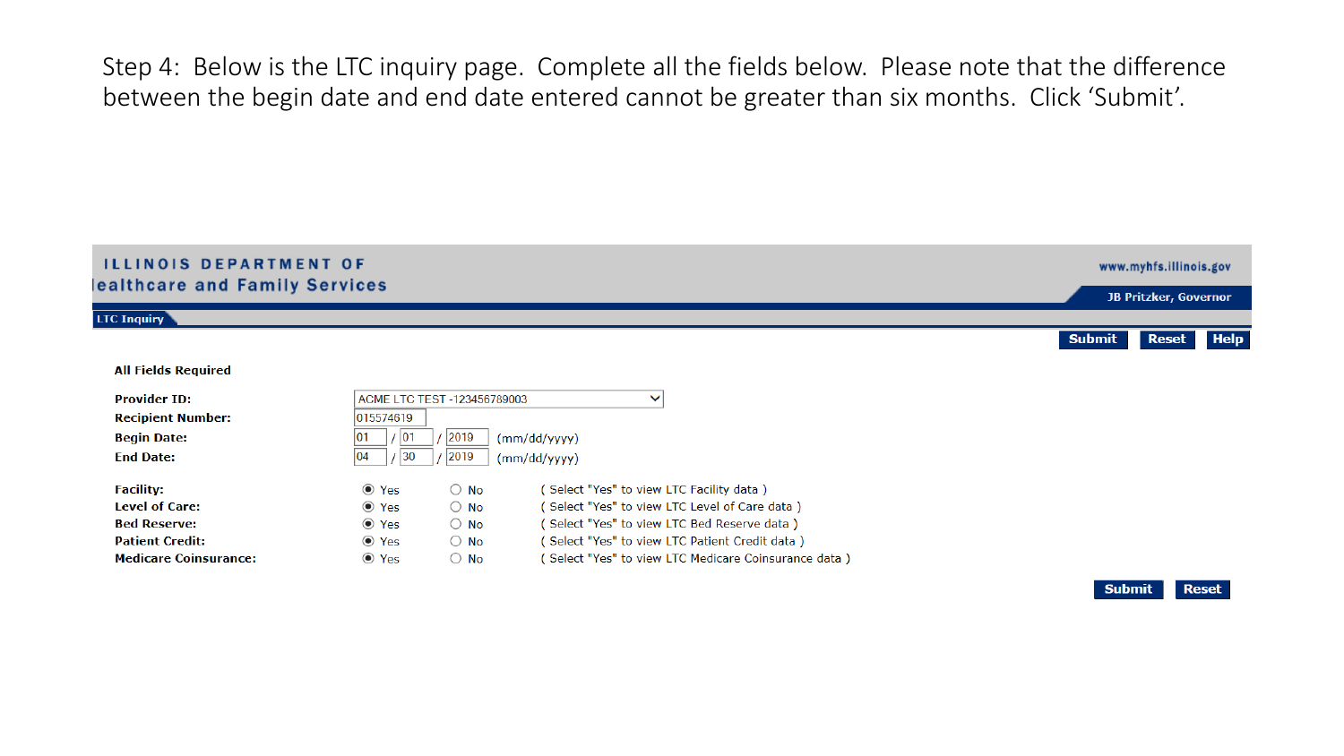Step 4: Below is the LTC inquiry page. Complete all the fields below. Please note that the difference between the begin date and end date entered cannot be greater than six months. Click 'Submit'.

ILLINOIS DEPARTMENT OF
ealthcare and Family Services

www.myhfs.illinois.gov

JB Pritzker, Governor

LTC Inquiry

Submit Reset Help

**All Fields Required**

| | | |
|---|---|---|
| **Provider ID:** | ACME LTC TEST -123456789003 | |
| **Recipient Number:** | 015574619 | |
| **Begin Date:** | 01 / 01 / 2019 | (mm/dd/yyyy) |
| **End Date:** | 04 / 30 / 2019 | (mm/dd/yyyy) |

| | | | |
|---|---|---|---|
| **Facility:** | ◉ Yes | ○ No | ( Select "Yes" to view LTC Facility data ) |
| **Level of Care:** | ◉ Yes | ○ No | ( Select "Yes" to view LTC Level of Care data ) |
| **Bed Reserve:** | ◉ Yes | ○ No | ( Select "Yes" to view LTC Bed Reserve data ) |
| **Patient Credit:** | ◉ Yes | ○ No | ( Select "Yes" to view LTC Patient Credit data ) |
| **Medicare Coinsurance:** | ◉ Yes | ○ No | ( Select "Yes" to view LTC Medicare Coinsurance data ) |

Submit Reset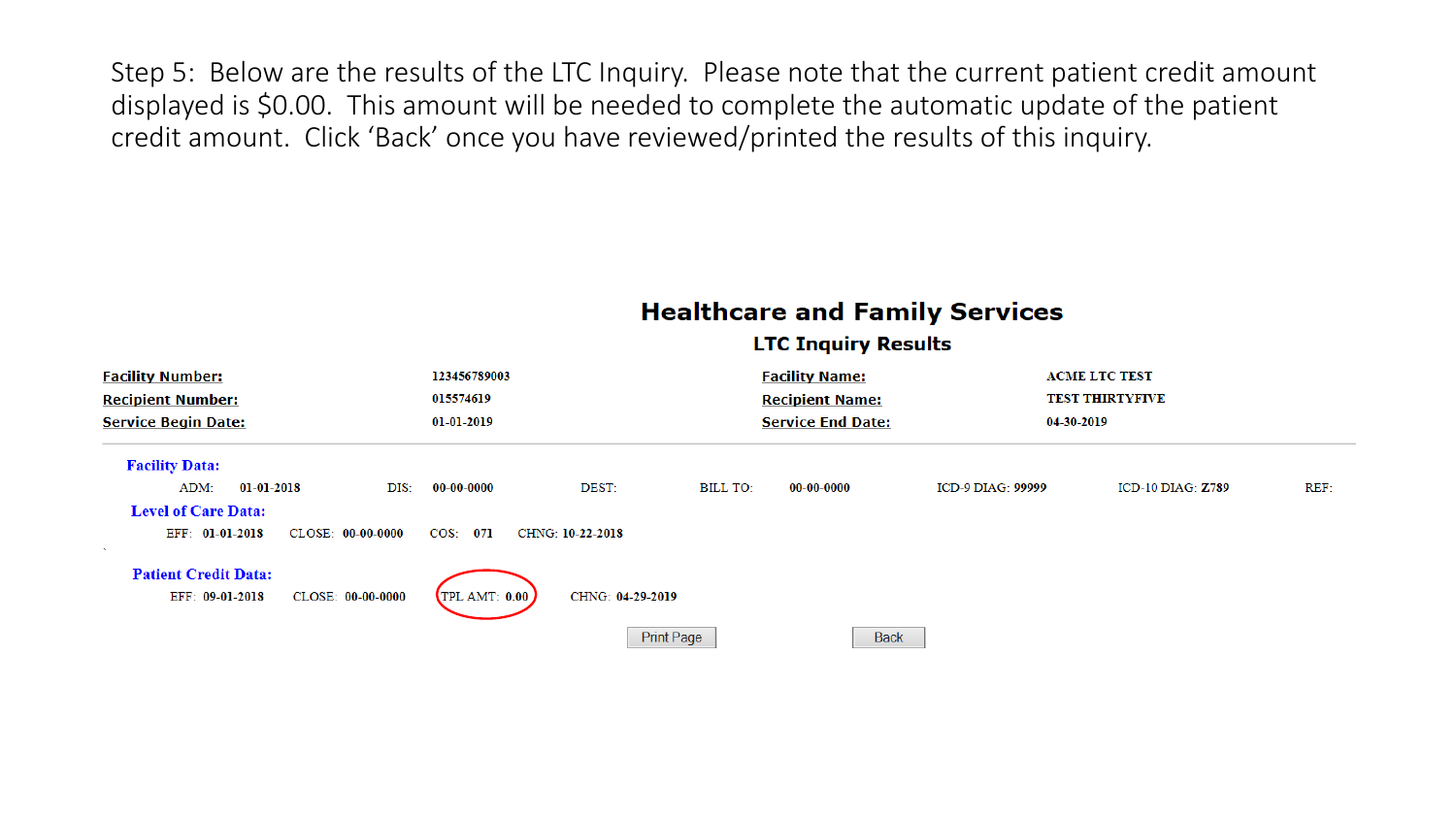Step 5: Below are the results of the LTC Inquiry. Please note that the current patient credit amount displayed is $0.00. This amount will be needed to complete the automatic update of the patient credit amount. Click 'Back' once you have reviewed/printed the results of this inquiry.

## Healthcare and Family Services

### LTC Inquiry Results

| | | | |
|---|---|---|---|
| **Facility Number:** | 123456789003 | **Facility Name:** | ACME LTC TEST |
| **Recipient Number:** | 015574619 | **Recipient Name:** | TEST THIRTYFIVE |
| **Service Begin Date:** | 01-01-2019 | **Service End Date:** | 04-30-2019 |

**Facility Data:**

ADM: 01-01-2018 DIS: 00-00-0000 DEST: BILL TO: 00-00-0000 ICD-9 DIAG: 99999 ICD-10 DIAG: Z789 REF:

**Level of Care Data:**

EFF: 01-01-2018 CLOSE: 00-00-0000 COS: 071 CHNG: 10-22-2018

**Patient Credit Data:**

EFF: 09-01-2018 CLOSE: 00-00-0000 TPL AMT: 0.00 CHNG: 04-29-2019

Print Page Back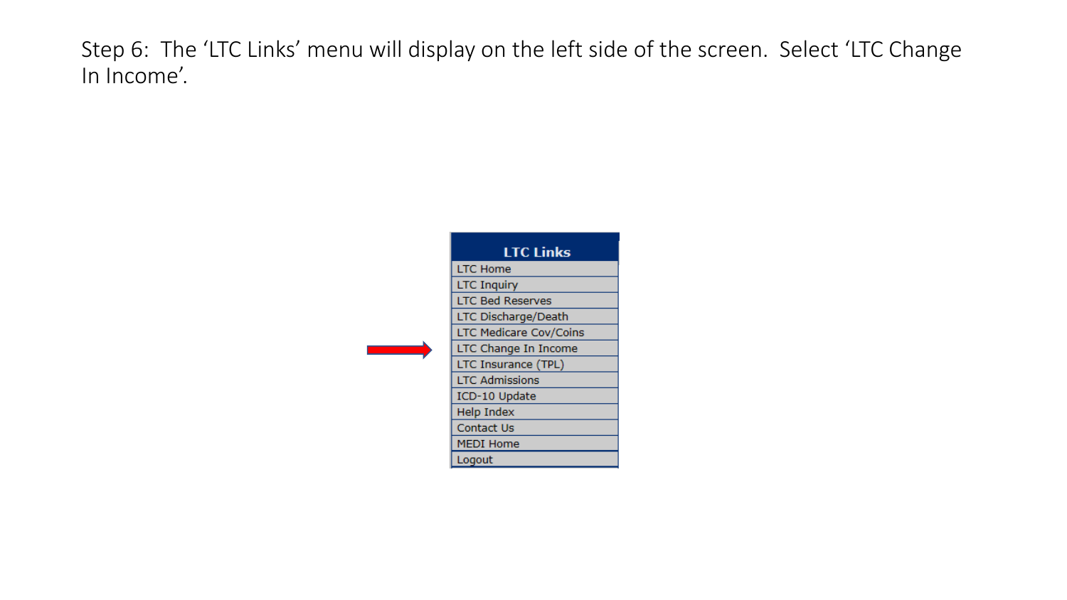Step 6: The 'LTC Links' menu will display on the left side of the screen. Select 'LTC Change In Income'.

**LTC Links**

- LTC Home
- LTC Inquiry
- LTC Bed Reserves
- LTC Discharge/Death
- LTC Medicare Cov/Coins
- LTC Change In Income
- LTC Insurance (TPL)
- LTC Admissions
- ICD-10 Update
- Help Index
- Contact Us
- MEDI Home
- Logout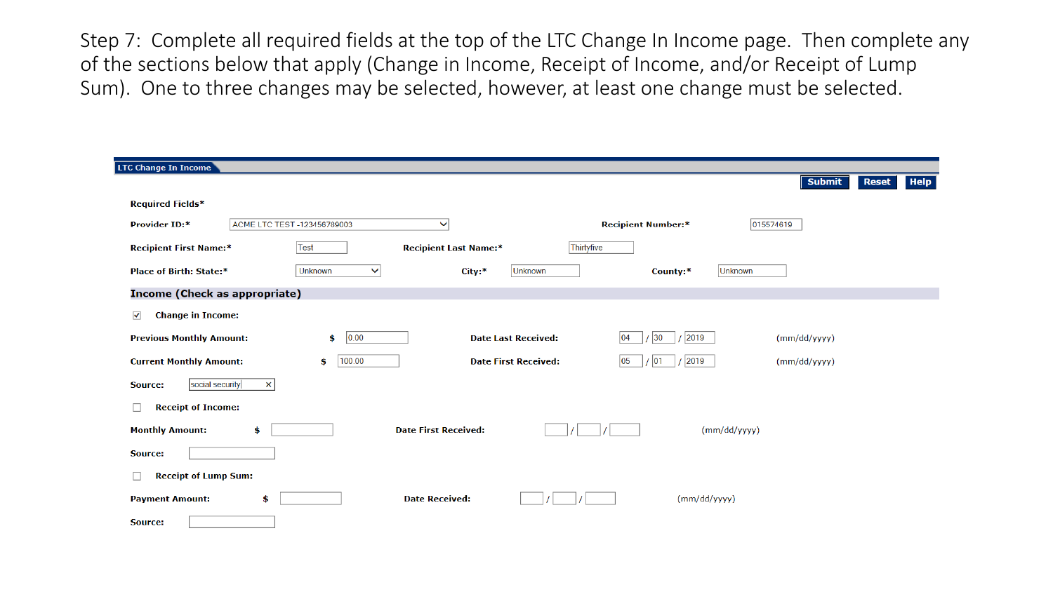Step 7: Complete all required fields at the top of the LTC Change In Income page. Then complete any of the sections below that apply (Change in Income, Receipt of Income, and/or Receipt of Lump Sum). One to three changes may be selected, however, at least one change must be selected.

**LTC Change In Income**

Submit | Reset | Help

**Required Fields***

**Provider ID:*** ACME LTC TEST -123456789003

**Recipient Number:*** 015574619

**Recipient First Name:*** Test

**Recipient Last Name:*** Thirtyfive

**Place of Birth: State:*** Unknown

**City:*** Unknown

**County:*** Unknown

**Income (Check as appropriate)**

☑ **Change in Income:**

**Previous Monthly Amount:** $ 0.00

**Date Last Received:** 04 / 30 / 2019 (mm/dd/yyyy)

**Current Monthly Amount:** $ 100.00

**Date First Received:** 05 / 01 / 2019 (mm/dd/yyyy)

**Source:** social security

☐ **Receipt of Income:**

**Monthly Amount:** $

**Date First Received:** / / (mm/dd/yyyy)

**Source:**

☐ **Receipt of Lump Sum:**

**Payment Amount:** $

**Date Received:** / / (mm/dd/yyyy)

**Source:**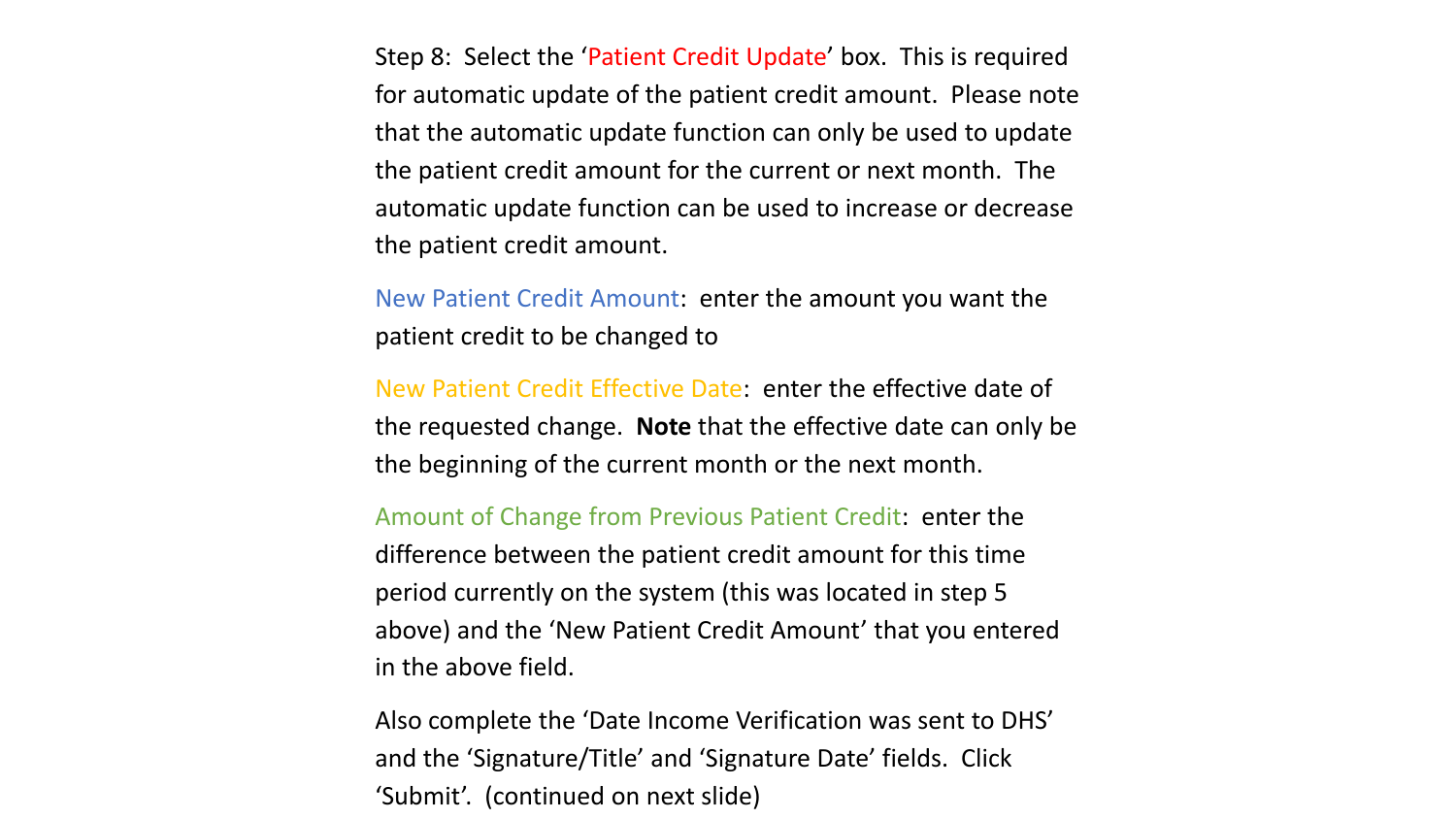Step 8: Select the 'Patient Credit Update' box. This is required for automatic update of the patient credit amount. Please note that the automatic update function can only be used to update the patient credit amount for the current or next month. The automatic update function can be used to increase or decrease the patient credit amount.

New Patient Credit Amount: enter the amount you want the patient credit to be changed to

New Patient Credit Effective Date: enter the effective date of the requested change. **Note** that the effective date can only be the beginning of the current month or the next month.

Amount of Change from Previous Patient Credit: enter the difference between the patient credit amount for this time period currently on the system (this was located in step 5 above) and the 'New Patient Credit Amount' that you entered in the above field.

Also complete the 'Date Income Verification was sent to DHS' and the 'Signature/Title' and 'Signature Date' fields. Click 'Submit'. (continued on next slide)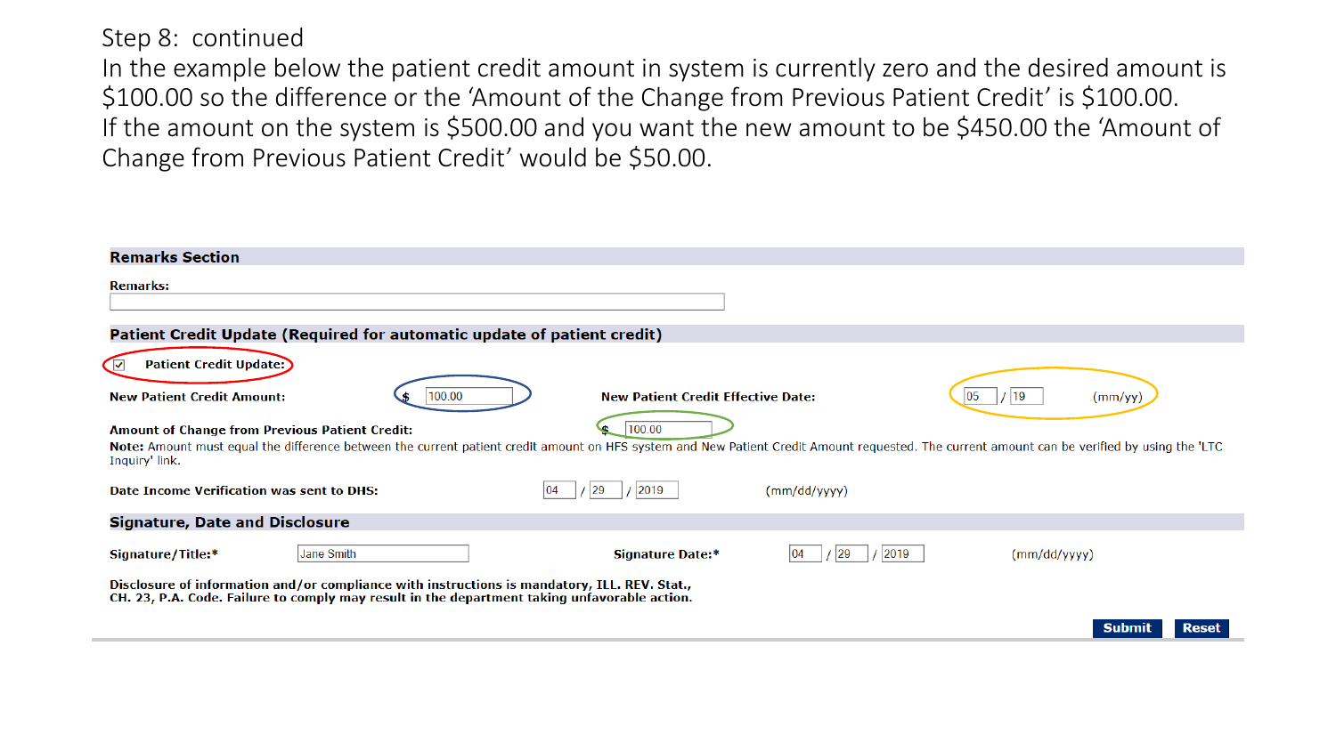Step 8: continued

In the example below the patient credit amount in system is currently zero and the desired amount is $100.00 so the difference or the 'Amount of the Change from Previous Patient Credit' is $100.00.

If the amount on the system is $500.00 and you want the new amount to be $450.00 the 'Amount of Change from Previous Patient Credit' would be $50.00.

**Remarks Section**

**Remarks:**

**Patient Credit Update (Required for automatic update of patient credit)**

☑ **Patient Credit Update:**

**New Patient Credit Amount:** $ 100.00

**New Patient Credit Effective Date:** 05 / 19 (mm/yy)

**Amount of Change from Previous Patient Credit:** $ 100.00

**Note:** Amount must equal the difference between the current patient credit amount on HFS system and New Patient Credit Amount requested. The current amount can be verified by using the 'LTC Inquiry' link.

**Date Income Verification was sent to DHS:** 04 / 29 / 2019 (mm/dd/yyyy)

**Signature, Date and Disclosure**

**Signature/Title:*** Jane Smith

**Signature Date:*** 04 / 29 / 2019 (mm/dd/yyyy)

**Disclosure of information and/or compliance with instructions is mandatory, ILL. REV. Stat., CH. 23, P.A. Code. Failure to comply may result in the department taking unfavorable action.**

Submit Reset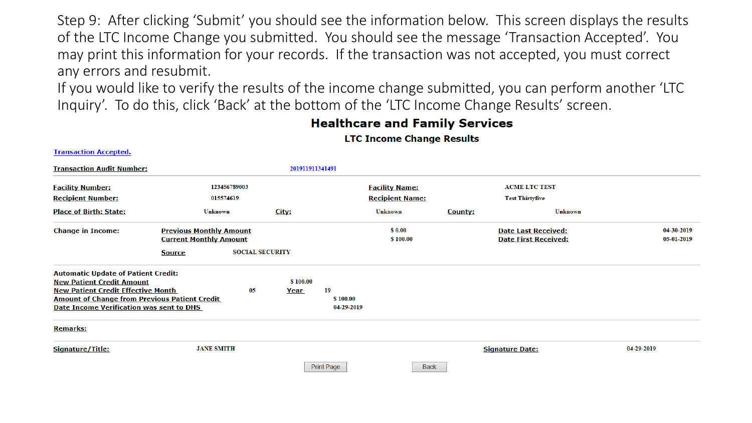Step 9: After clicking 'Submit' you should see the information below. This screen displays the results of the LTC Income Change you submitted. You should see the message 'Transaction Accepted'. You may print this information for your records. If the transaction was not accepted, you must correct any errors and resubmit.

If you would like to verify the results of the income change submitted, you can perform another 'LTC Inquiry'. To do this, click 'Back' at the bottom of the 'LTC Income Change Results' screen.

## Healthcare and Family Services

### LTC Income Change Results

Transaction Accepted.

**Transaction Audit Number:** 201911911341491

| | | | |
|---|---|---|---|
| **Facility Number:** | 123456789003 | **Facility Name:** | ACME LTC TEST |
| **Recipient Number:** | 015574619 | **Recipient Name:** | Test Thirtyfive |

**Place of Birth: State:** Unknown **City:** Unknown **County:** Unknown

| | | | | |
|---|---|---|---|---|
| Change in Income: | **Previous Monthly Amount** | $ 0.00 | **Date Last Received:** | 04-30-2019 |
| | **Current Monthly Amount** | $ 100.00 | **Date First Received:** | 05-01-2019 |
| | **Source** | SOCIAL SECURITY | | |

**Automatic Update of Patient Credit:**

| | |
|---|---|
| **New Patient Credit Amount** | $ 100.00 |
| **New Patient Credit Effective Month** | 05 **Year** 19 |
| **Amount of Change from Previous Patient Credit** | $ 100.00 |
| **Date Income Verification was sent to DHS** | 04-29-2019 |

**Remarks:**

**Signature/Title:** JANE SMITH **Signature Date:** 04-29-2019

Print Page Back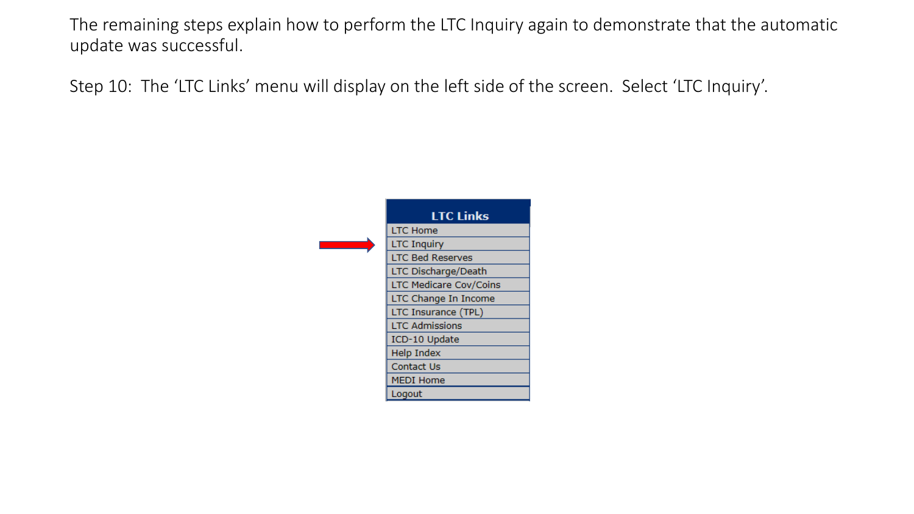The remaining steps explain how to perform the LTC Inquiry again to demonstrate that the automatic update was successful.

Step 10: The 'LTC Links' menu will display on the left side of the screen. Select 'LTC Inquiry'.

| LTC Links |
| --- |
| LTC Home |
| LTC Inquiry |
| LTC Bed Reserves |
| LTC Discharge/Death |
| LTC Medicare Cov/Coins |
| LTC Change In Income |
| LTC Insurance (TPL) |
| LTC Admissions |
| ICD-10 Update |
| Help Index |
| Contact Us |
| MEDI Home |
| Logout |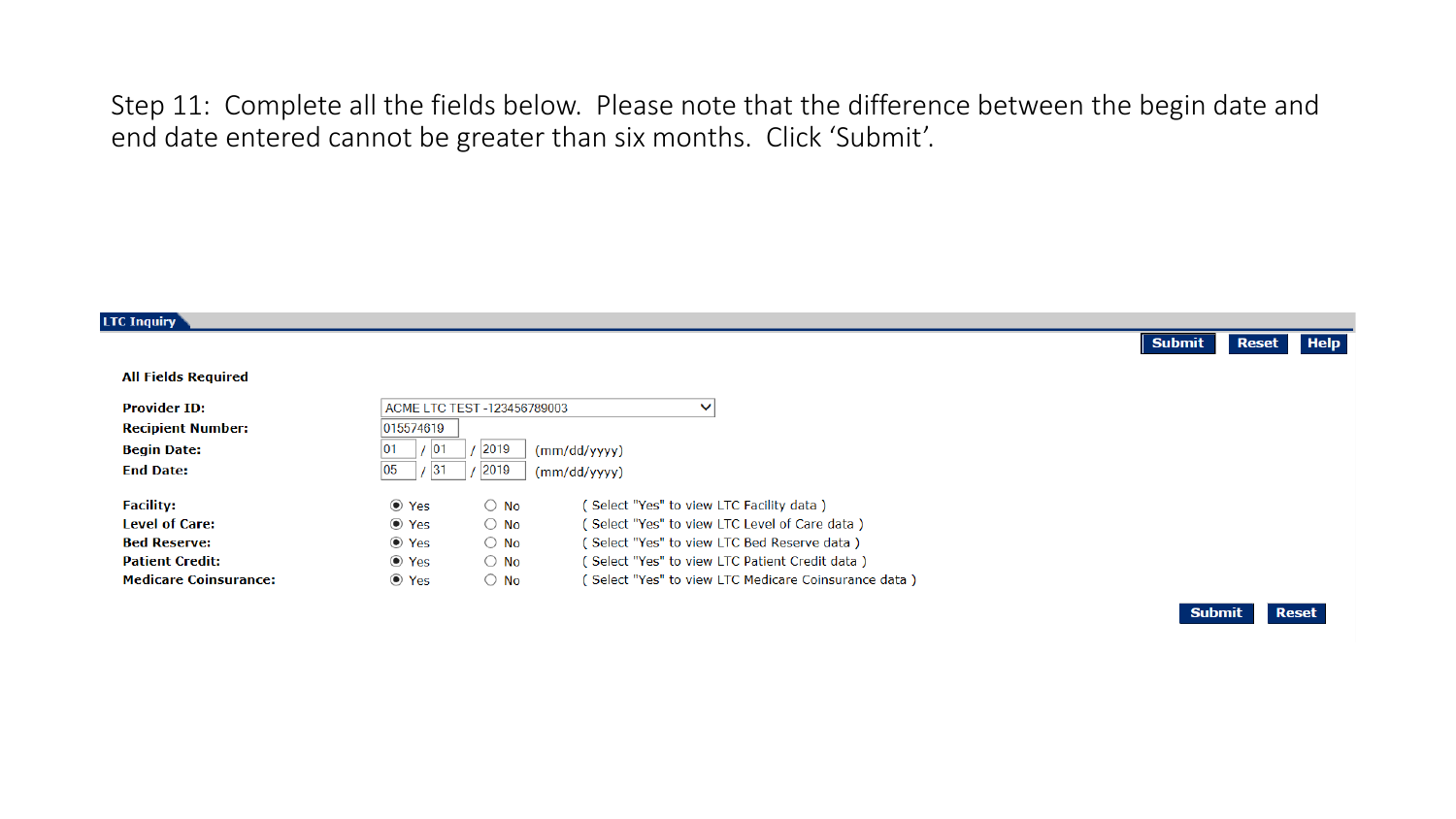Step 11: Complete all the fields below. Please note that the difference between the begin date and end date entered cannot be greater than six months. Click 'Submit'.

**LTC Inquiry**

Submit Reset Help

**All Fields Required**

| | | |
|---|---|---|
| **Provider ID:** | ACME LTC TEST -123456789003 | |
| **Recipient Number:** | 015574619 | |
| **Begin Date:** | 01 / 01 / 2019 | (mm/dd/yyyy) |
| **End Date:** | 05 / 31 / 2019 | (mm/dd/yyyy) |

| | | | |
|---|---|---|---|
| **Facility:** | (●) Yes | ( ) No | ( Select "Yes" to view LTC Facility data ) |
| **Level of Care:** | (●) Yes | ( ) No | ( Select "Yes" to view LTC Level of Care data ) |
| **Bed Reserve:** | (●) Yes | ( ) No | ( Select "Yes" to view LTC Bed Reserve data ) |
| **Patient Credit:** | (●) Yes | ( ) No | ( Select "Yes" to view LTC Patient Credit data ) |
| **Medicare Coinsurance:** | (●) Yes | ( ) No | ( Select "Yes" to view LTC Medicare Coinsurance data ) |

Submit Reset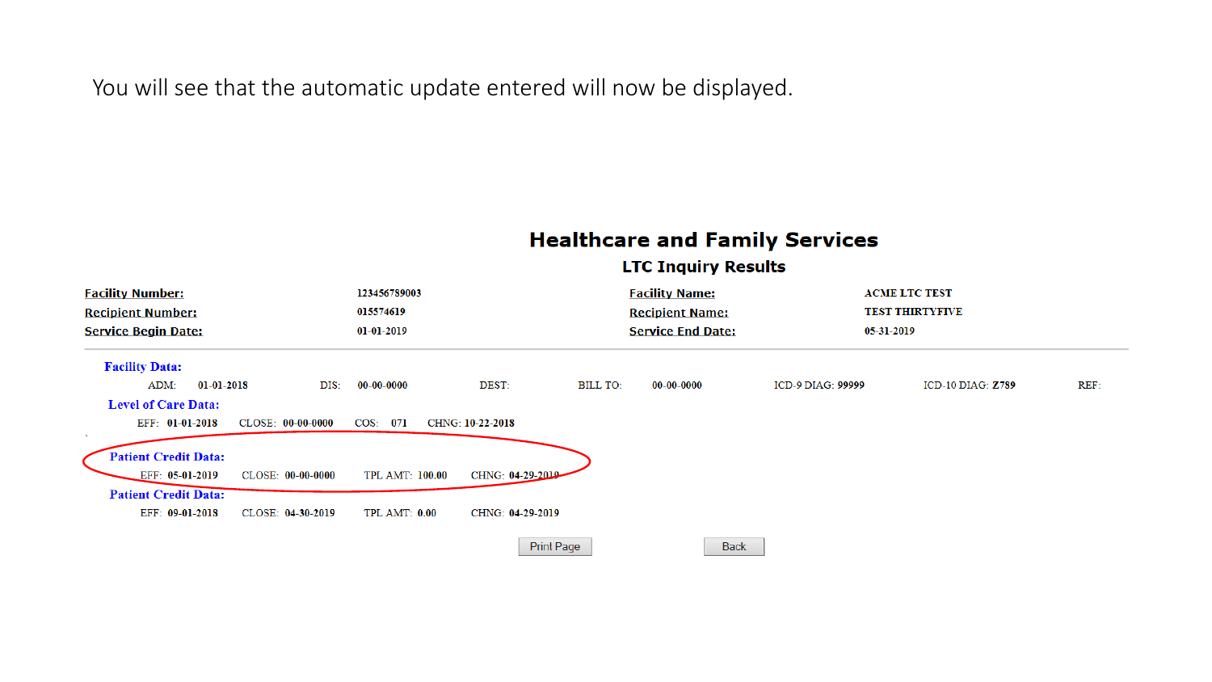You will see that the automatic update entered will now be displayed.

## Healthcare and Family Services

### LTC Inquiry Results

| | | | |
|---|---|---|---|
| **Facility Number:** | 123456789003 | **Facility Name:** | ACME LTC TEST |
| **Recipient Number:** | 015574619 | **Recipient Name:** | TEST THIRTYFIVE |
| **Service Begin Date:** | 01-01-2019 | **Service End Date:** | 05-31-2019 |

**Facility Data:**

ADM: 01-01-2018 DIS: 00-00-0000 DEST: BILL TO: 00-00-0000 ICD-9 DIAG: 99999 ICD-10 DIAG: Z789 REF:

**Level of Care Data:**

EFF: 01-01-2018 CLOSE: 00-00-0000 COS: 071 CHNG: 10-22-2018

**Patient Credit Data:**

EFF: 05-01-2019 CLOSE: 00-00-0000 TPL AMT: 100.00 CHNG: 04-29-2019

**Patient Credit Data:**

EFF: 09-01-2018 CLOSE: 04-30-2019 TPL AMT: 0.00 CHNG: 04-29-2019

Print Page Back